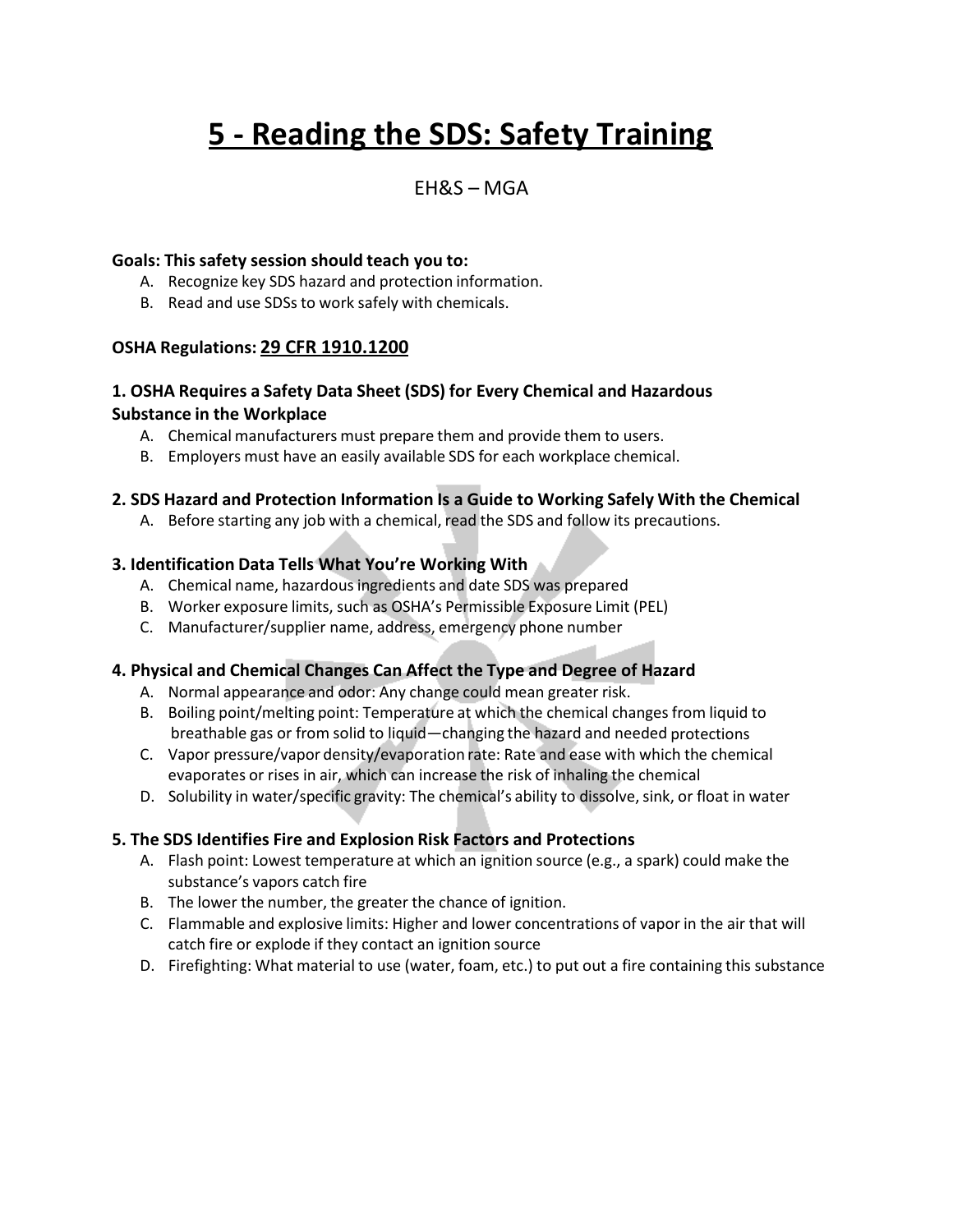# 5 - Reading the SDS: Safety Training

EH&S – MGA

**Goals: This safety session should teach you to:**

A. Recognize key SDS hazard and protection information.
B. Read and use SDSs to work safely with chemicals.

**OSHA Regulations: 29 CFR 1910.1200**

### 1. OSHA Requires a Safety Data Sheet (SDS) for Every Chemical and Hazardous Substance in the Workplace

A. Chemical manufacturers must prepare them and provide them to users.
B. Employers must have an easily available SDS for each workplace chemical.

### 2. SDS Hazard and Protection Information Is a Guide to Working Safely With the Chemical

A. Before starting any job with a chemical, read the SDS and follow its precautions.

### 3. Identification Data Tells What You're Working With

A. Chemical name, hazardous ingredients and date SDS was prepared
B. Worker exposure limits, such as OSHA's Permissible Exposure Limit (PEL)
C. Manufacturer/supplier name, address, emergency phone number

### 4. Physical and Chemical Changes Can Affect the Type and Degree of Hazard

A. Normal appearance and odor: Any change could mean greater risk.
B. Boiling point/melting point: Temperature at which the chemical changes from liquid to breathable gas or from solid to liquid—changing the hazard and needed protections
C. Vapor pressure/vapor density/evaporation rate: Rate and ease with which the chemical evaporates or rises in air, which can increase the risk of inhaling the chemical
D. Solubility in water/specific gravity: The chemical's ability to dissolve, sink, or float in water

### 5. The SDS Identifies Fire and Explosion Risk Factors and Protections

A. Flash point: Lowest temperature at which an ignition source (e.g., a spark) could make the substance's vapors catch fire
B. The lower the number, the greater the chance of ignition.
C. Flammable and explosive limits: Higher and lower concentrations of vapor in the air that will catch fire or explode if they contact an ignition source
D. Firefighting: What material to use (water, foam, etc.) to put out a fire containing this substance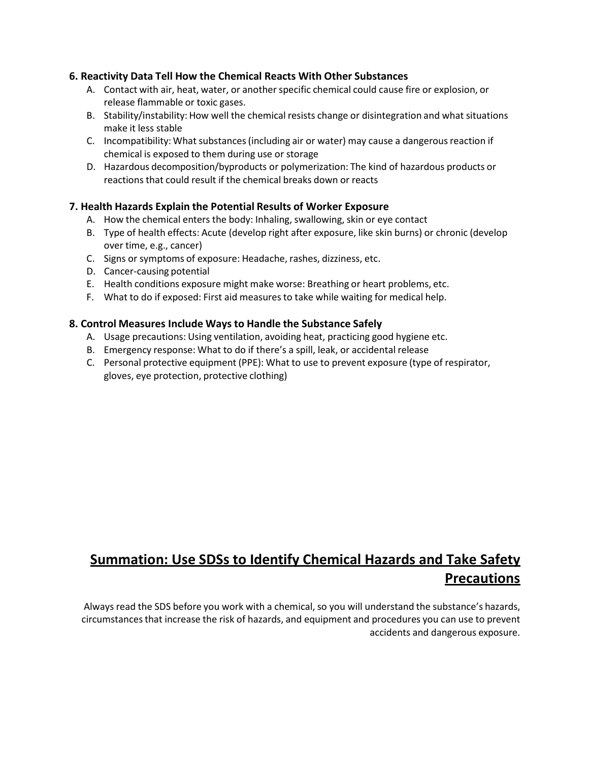### 6. Reactivity Data Tell How the Chemical Reacts With Other Substances

A. Contact with air, heat, water, or another specific chemical could cause fire or explosion, or release flammable or toxic gases.
B. Stability/instability: How well the chemical resists change or disintegration and what situations make it less stable
C. Incompatibility: What substances (including air or water) may cause a dangerous reaction if chemical is exposed to them during use or storage
D. Hazardous decomposition/byproducts or polymerization: The kind of hazardous products or reactions that could result if the chemical breaks down or reacts

### 7. Health Hazards Explain the Potential Results of Worker Exposure

A. How the chemical enters the body: Inhaling, swallowing, skin or eye contact
B. Type of health effects: Acute (develop right after exposure, like skin burns) or chronic (develop over time, e.g., cancer)
C. Signs or symptoms of exposure: Headache, rashes, dizziness, etc.
D. Cancer-causing potential
E. Health conditions exposure might make worse: Breathing or heart problems, etc.
F. What to do if exposed: First aid measures to take while waiting for medical help.

### 8. Control Measures Include Ways to Handle the Substance Safely

A. Usage precautions: Using ventilation, avoiding heat, practicing good hygiene etc.
B. Emergency response: What to do if there's a spill, leak, or accidental release
C. Personal protective equipment (PPE): What to use to prevent exposure (type of respirator, gloves, eye protection, protective clothing)

## Summation: Use SDSs to Identify Chemical Hazards and Take Safety Precautions

Always read the SDS before you work with a chemical, so you will understand the substance's hazards, circumstances that increase the risk of hazards, and equipment and procedures you can use to prevent accidents and dangerous exposure.